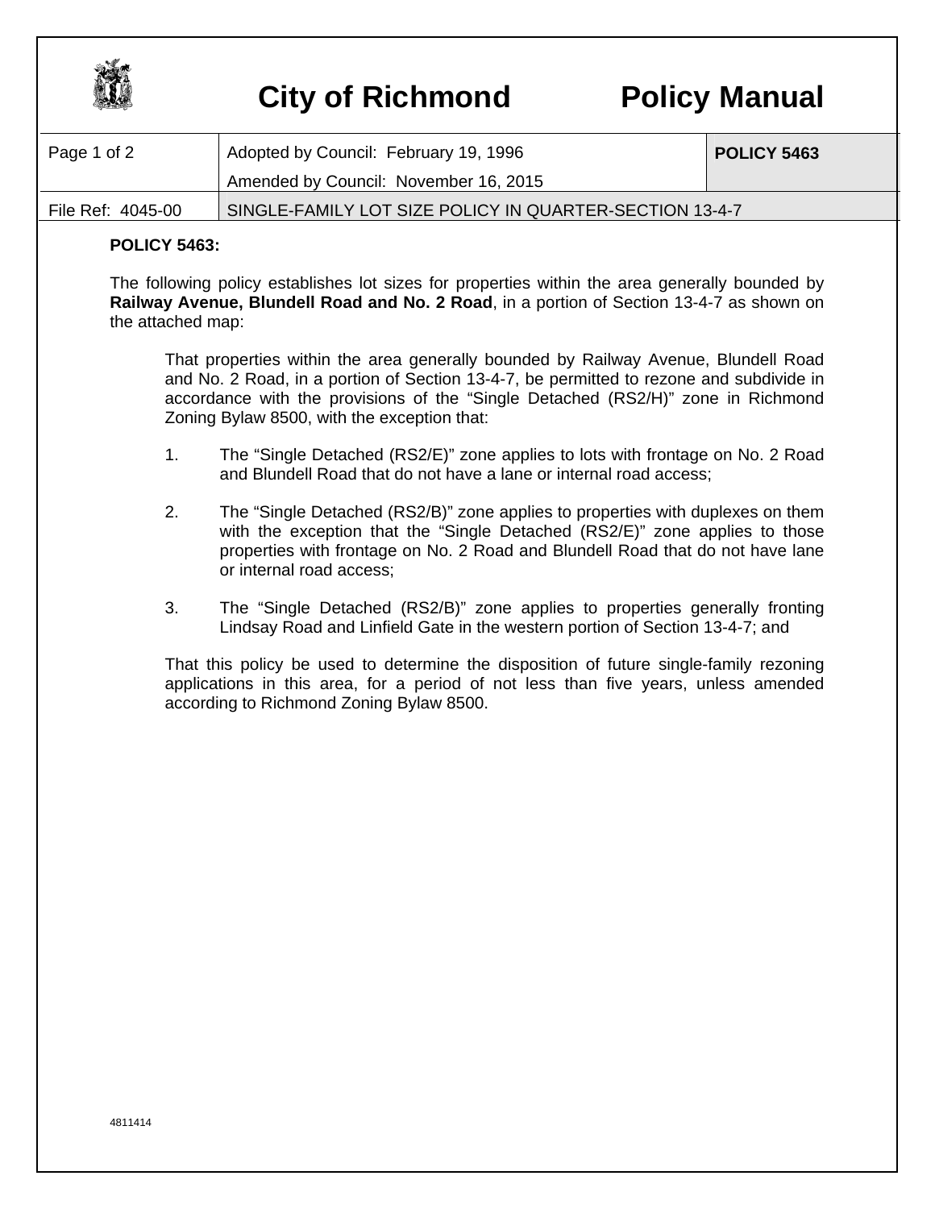# City of Richmond — Policy Manual

| Page 1 of 2 | Adopted by Council: February 19, 1996<br>Amended by Council: November 16, 2015 | POLICY 5463 |
| --- | --- | --- |
| File Ref: 4045-00 | SINGLE-FAMILY LOT SIZE POLICY IN QUARTER-SECTION 13-4-7 | |

**POLICY 5463:**

The following policy establishes lot sizes for properties within the area generally bounded by **Railway Avenue, Blundell Road and No. 2 Road**, in a portion of Section 13-4-7 as shown on the attached map:

> That properties within the area generally bounded by Railway Avenue, Blundell Road and No. 2 Road, in a portion of Section 13-4-7, be permitted to rezone and subdivide in accordance with the provisions of the "Single Detached (RS2/H)" zone in Richmond Zoning Bylaw 8500, with the exception that:
>
> 1. The "Single Detached (RS2/E)" zone applies to lots with frontage on No. 2 Road and Blundell Road that do not have a lane or internal road access;
>
> 2. The "Single Detached (RS2/B)" zone applies to properties with duplexes on them with the exception that the "Single Detached (RS2/E)" zone applies to those properties with frontage on No. 2 Road and Blundell Road that do not have lane or internal road access;
>
> 3. The "Single Detached (RS2/B)" zone applies to properties generally fronting Lindsay Road and Linfield Gate in the western portion of Section 13-4-7; and
>
> That this policy be used to determine the disposition of future single-family rezoning applications in this area, for a period of not less than five years, unless amended according to Richmond Zoning Bylaw 8500.

4811414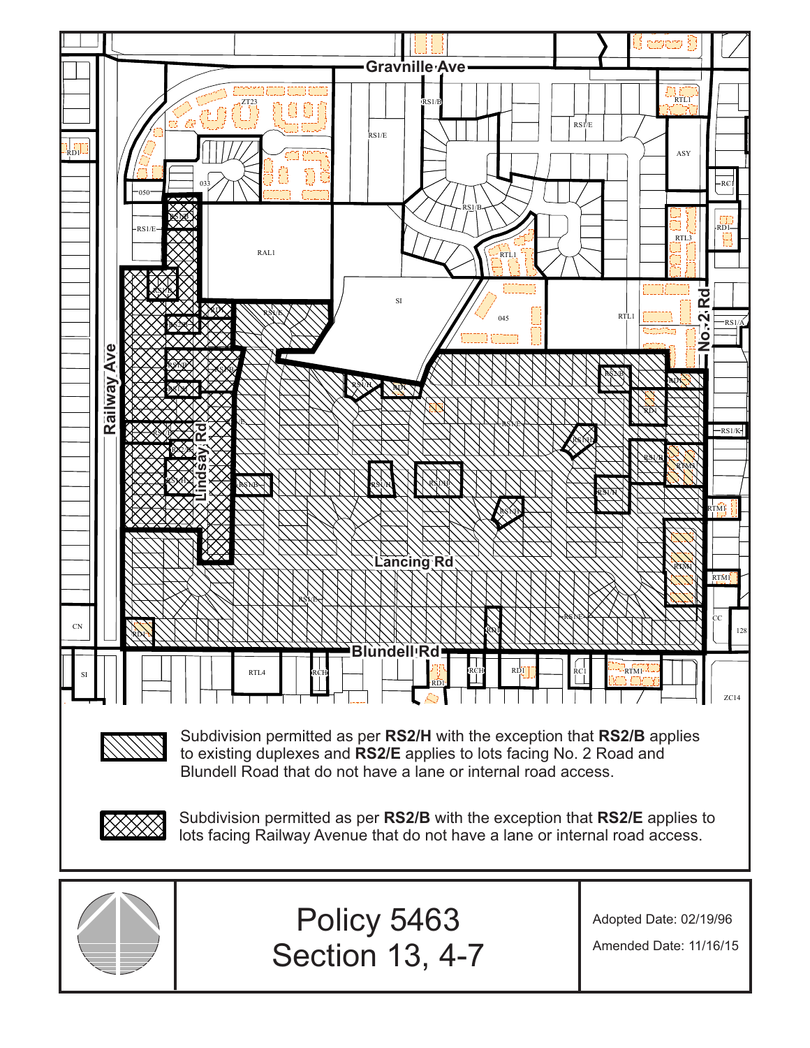Gravnille Ave

Railway Ave

Lindsay Rd

Lancing Rd

Blundell Rd

No. 2 Rd

Subdivision permitted as per **RS2/H** with the exception that **RS2/B** applies to existing duplexes and **RS2/E** applies to lots facing No. 2 Road and Blundell Road that do not have a lane or internal road access.

Subdivision permitted as per **RS2/B** with the exception that **RS2/E** applies to lots facing Railway Avenue that do not have a lane or internal road access.

# Policy 5463
# Section 13, 4-7

Adopted Date: 02/19/96

Amended Date: 11/16/15